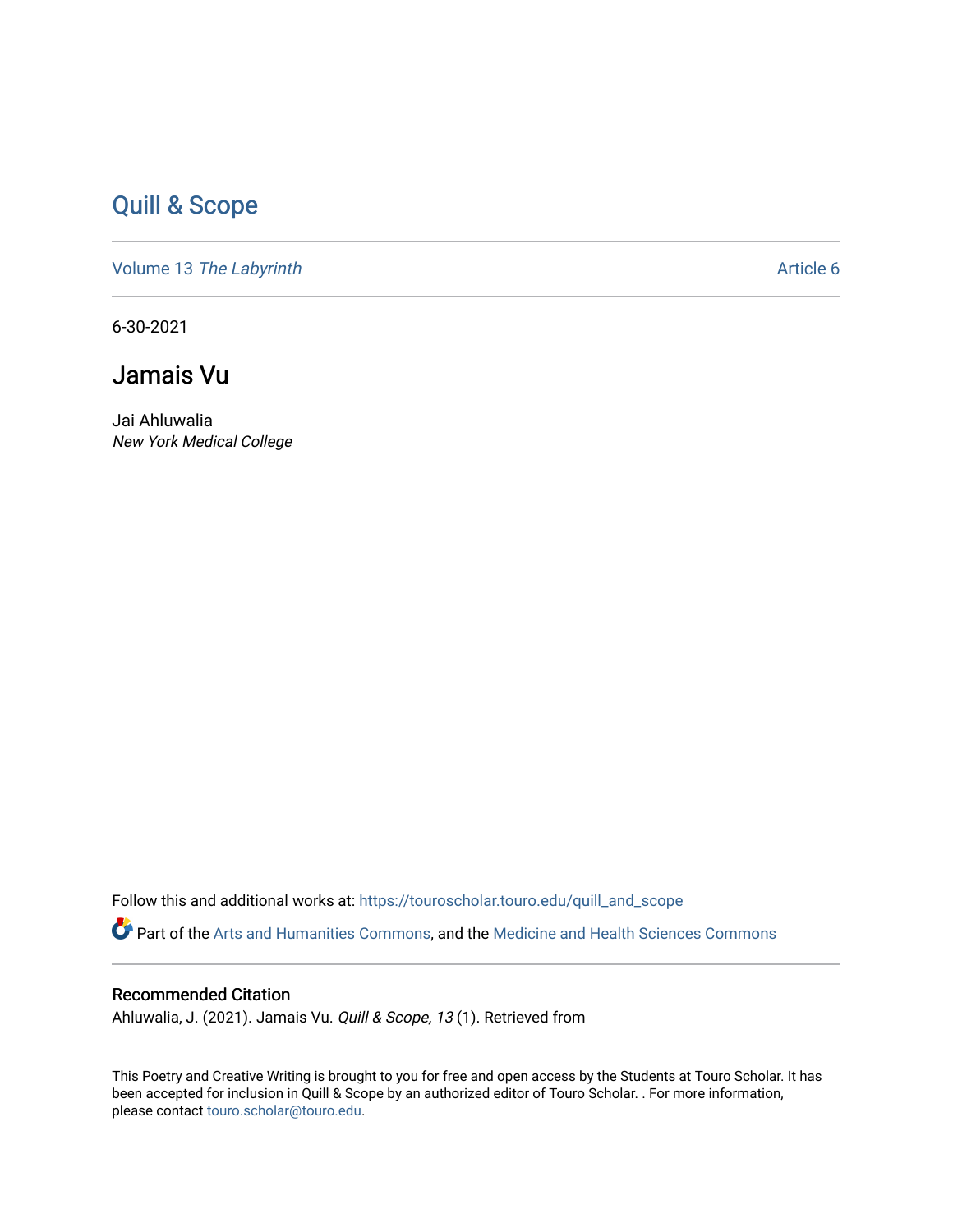Quill & Scope

Volume 13 *The Labyrinth*

Article 6

6-30-2021

# Jamais Vu

Jai Ahluwalia
*New York Medical College*

Follow this and additional works at: https://touroscholar.touro.edu/quill_and_scope

Part of the Arts and Humanities Commons, and the Medicine and Health Sciences Commons

## Recommended Citation

Ahluwalia, J. (2021). Jamais Vu. *Quill & Scope, 13* (1). Retrieved from

This Poetry and Creative Writing is brought to you for free and open access by the Students at Touro Scholar. It has been accepted for inclusion in Quill & Scope by an authorized editor of Touro Scholar. . For more information, please contact touro.scholar@touro.edu.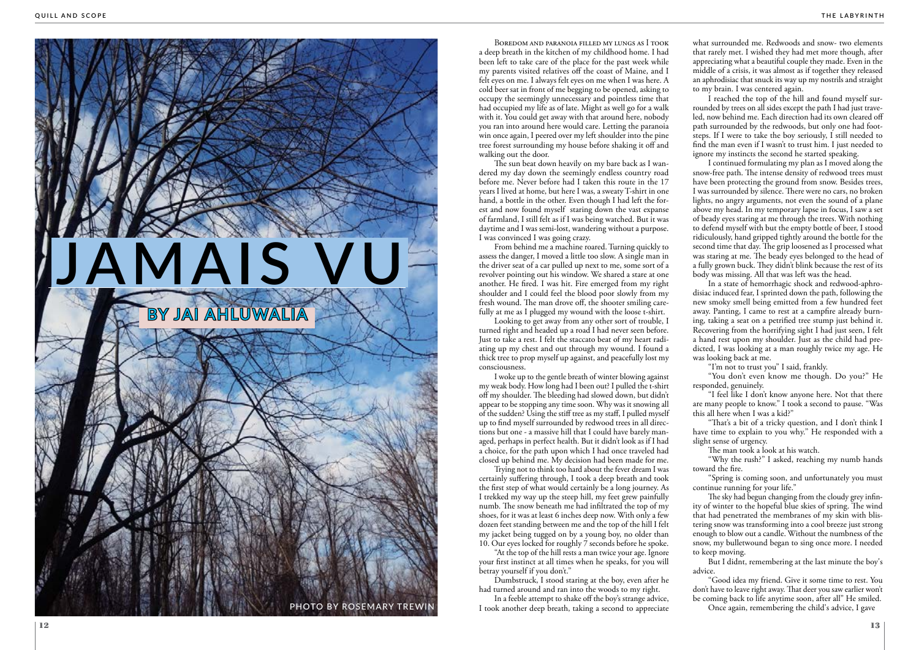# JAMAIS VU

**BY JAI AHLUWALIA**

PHOTO BY ROSEMARY TREWIN

Boredom and paranoia filled my lungs as I took a deep breath in the kitchen of my childhood home. I had been left to take care of the place for the past week while my parents visited relatives off the coast of Maine, and I felt eyes on me. I always felt eyes on me when I was here. A cold beer sat in front of me begging to be opened, asking to occupy the seemingly unnecessary and pointless time that had occupied my life as of late. Might as well go for a walk with it. You could get away with that around here, nobody you ran into around here would care. Letting the paranoia win once again, I peered over my left shoulder into the pine tree forest surrounding my house before shaking it off and walking out the door.

The sun beat down heavily on my bare back as I wandered my day down the seemingly endless country road before me. Never before had I taken this route in the 17 years I lived at home, but here I was, a sweaty T-shirt in one hand, a bottle in the other. Even though I had left the forest and now found myself staring down the vast expanse of farmland, I still felt as if I was being watched. But it was daytime and I was semi-lost, wandering without a purpose. I was convinced I was going crazy.

From behind me a machine roared. Turning quickly to assess the danger, I moved a little too slow. A single man in the driver seat of a car pulled up next to me, some sort of a revolver pointing out his window. We shared a stare at one another. He fired. I was hit. Fire emerged from my right shoulder and I could feel the blood poor slowly from my fresh wound. The man drove off, the shooter smiling carefully at me as I plugged my wound with the loose t-shirt.

Looking to get away from any other sort of trouble, I turned right and headed up a road I had never seen before. Just to take a rest. I felt the staccato beat of my heart radiating up my chest and out through my wound. I found a thick tree to prop myself up against, and peacefully lost my consciousness.

I woke up to the gentle breath of winter blowing against my weak body. How long had I been out? I pulled the t-shirt off my shoulder. The bleeding had slowed down, but didn't appear to be stopping any time soon. Why was it snowing all of the sudden? Using the stiff tree as my staff, I pulled myself up to find myself surrounded by redwood trees in all directions but one - a massive hill that I could have barely managed, perhaps in perfect health. But it didn't look as if I had a choice, for the path upon which I had once traveled had closed up behind me. My decision had been made for me.

Trying not to think too hard about the fever dream I was certainly suffering through, I took a deep breath and took the first step of what would certainly be a long journey. As I trekked my way up the steep hill, my feet grew painfully numb. The snow beneath me had infiltrated the top of my shoes, for it was at least 6 inches deep now. With only a few dozen feet standing between me and the top of the hill I felt my jacket being tugged on by a young boy, no older than 10. Our eyes locked for roughly 7 seconds before he spoke.

"At the top of the hill rests a man twice your age. Ignore your first instinct at all times when he speaks, for you will betray yourself if you don't."

Dumbstruck, I stood staring at the boy, even after he had turned around and ran into the woods to my right.

In a feeble attempt to shake off the boy's strange advice, I took another deep breath, taking a second to appreciate what surrounded me. Redwoods and snow- two elements that rarely met. I wished they had met more though, after appreciating what a beautiful couple they made. Even in the middle of a crisis, it was almost as if together they released an aphrodisiac that snuck its way up my nostrils and straight to my brain. I was centered again.

I reached the top of the hill and found myself surrounded by trees on all sides except the path I had just traveled, now behind me. Each direction had its own cleared off path surrounded by the redwoods, but only one had footsteps. If I were to take the boy seriously, I still needed to find the man even if I wasn't to trust him. I just needed to ignore my instincts the second he started speaking.

I continued formulating my plan as I moved along the snow-free path. The intense density of redwood trees must have been protecting the ground from snow. Besides trees, I was surrounded by silence. There were no cars, no broken lights, no angry arguments, not even the sound of a plane above my head. In my temporary lapse in focus, I saw a set of beady eyes staring at me through the trees. With nothing to defend myself with but the empty bottle of beer, I stood ridiculously, hand gripped tightly around the bottle for the second time that day. The grip loosened as I processed what was staring at me. The beady eyes belonged to the head of a fully grown buck. They didn't blink because the rest of its body was missing. All that was left was the head.

In a state of hemorrhagic shock and redwood-aphrodisiac induced fear, I sprinted down the path, following the new smoky smell being emitted from a few hundred feet away. Panting, I came to rest at a campfire already burning, taking a seat on a petrified tree stump just behind it. Recovering from the horrifying sight I had just seen, I felt a hand rest upon my shoulder. Just as the child had predicted, I was looking at a man roughly twice my age. He was looking back at me.

"I'm not to trust you" I said, frankly.

"You don't even know me though. Do you?" He responded, genuinely.

"I feel like I don't know anyone here. Not that there are many people to know." I took a second to pause. "Was this all here when I was a kid?"

"That's a bit of a tricky question, and I don't think I have time to explain to you why." He responded with a slight sense of urgency.

The man took a look at his watch.

"Why the rush?" I asked, reaching my numb hands toward the fire.

"Spring is coming soon, and unfortunately you must continue running for your life."

The sky had begun changing from the cloudy grey infinity of winter to the hopeful blue skies of spring. The wind that had penetrated the membranes of my skin with blistering snow was transforming into a cool breeze just strong enough to blow out a candle. Without the numbness of the snow, my bulletwound began to sing once more. I needed to keep moving.

But I didnt, remembering at the last minute the boy's advice.

"Good idea my friend. Give it some time to rest. You don't have to leave right away. That deer you saw earlier won't be coming back to life anytime soon, after all" He smiled.

Once again, remembering the child's advice, I gave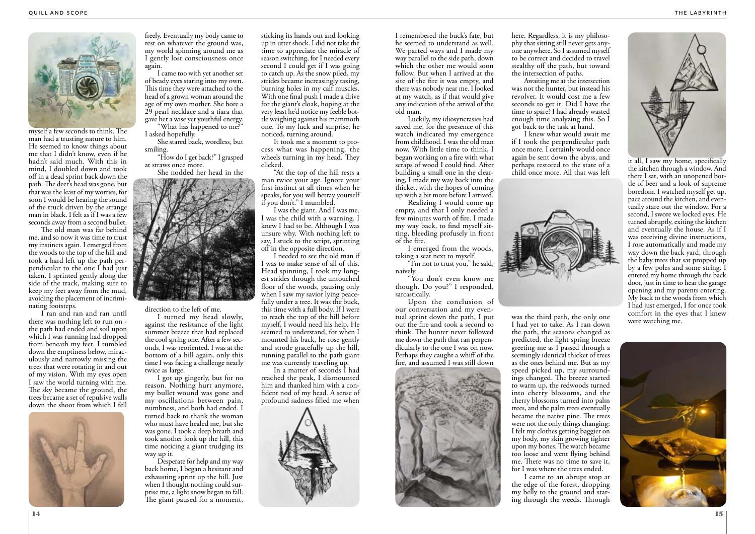myself a few seconds to think. The man had a trusting nature to him. He seemed to know things about me that I didn't know, even if he hadn't said much. With this in mind, I doubled down and took off in a dead sprint back down the path. The deer's head was gone, but that was the least of my worries, for soon I would be hearing the sound of the truck driven by the strange man in black. I felt as if I was a few seconds away from a second bullet.

The old man was far behind me, and so now it was time to trust my instincts again. I emerged from the woods to the top of the hill and took a hard left up the path perpendicular to the one I had just taken. I sprinted gently along the side of the track, making sure to keep my feet away from the mud, avoiding the placement of incriminating footsteps.

I ran and ran and ran until there was nothing left to run on - the path had ended and soil upon which I was running had dropped from beneath my feet. I tumbled down the emptiness below, miraculously and narrowly missing the trees that were rotating in and out of my vision. With my eyes open I saw the world turning with me. The sky became the ground, the trees became a set of repulsive walls down the shoot from which I fell freely. Eventually my body came to rest on whatever the ground was, my world spinning around me as I gently lost consciousness once again.

I came too with yet another set of beady eyes staring into my own. This time they were attached to the head of a grown woman around the age of my own mother. She bore a 29 pearl necklace and a tiara that gave her a wise yet youthful energy.

"What has happened to me?" I asked hopefully.

She stared back, wordless, but smiling.

"How do I get back?" I grasped at straws once more.

She nodded her head in the direction to the left of me.

I turned my head slowly, against the resistance of the light summer breeze that had replaced the cool spring one. After a few seconds, I was reoriented. I was at the bottom of a hill again, only this time I was facing a challenge nearly twice as large.

I got up gingerly, but for no reason. Nothing hurt anymore, my bullet wound was gone and my oscillations between pain, numbness, and both had ended. I turned back to thank the woman who must have healed me, but she was gone. I took a deep breath and took another look up the hill, this time noticing a giant trudging its way up it.

Desperate for help and my way back home, I began a hesitant and exhausting sprint up the hill. Just when I thought nothing could surprise me, a light snow began to fall. The giant paused for a moment, sticking its hands out and looking up in utter shock. I did not take the time to appreciate the miracle of season switching, for I needed every second I could get if I was going to catch up. As the snow piled, my strides became increasingly taxing, burning holes in my calf muscles. With one final push I made a drive for the giant's cloak, hoping at the very least he'd notice my feeble bottle weighing against his mammoth one. To my luck and surprise, he noticed, turning around.

It took me a moment to process what was happening, the wheels turning in my head. They clicked.

"At the top of the hill rests a man twice your age. Ignore your first instinct at all times when he speaks, for you will betray yourself if you don't." I mumbled.

I was the giant. And I was me. I was the child with a warning. I knew I had to be. Although I was unsure why. With nothing left to say, I stuck to the script, sprinting off in the opposite direction.

I needed to see the old man if I was to make sense of all of this. Head spinning, I took my longest strides through the untouched floor of the woods, pausing only when I saw my savior lying peacefully under a tree. It was the buck, this time with a full body. If I were to reach the top of the hill before myself, I would need his help. He seemed to understand, for when I mounted his back, he rose gently and strode gracefully up the hill, running parallel to the path giant me was currently traveling up.

In a matter of seconds I had reached the peak, I dismounted him and thanked him with a confident nod of my head. A sense of profound sadness filled me when I remembered the buck's fate, but he seemed to understand as well. We parted ways and I made my way parallel to the side path, down which the other me would soon follow. But when I arrived at the site of the fire it was empty, and there was nobody near me. I looked at my watch, as if that would give any indication of the arrival of the old man.

Luckily, my idiosyncrasies had saved me, for the presence of this watch indicated my emergence from childhood. I was the old man now. With little time to think, I began working on a fire with what scraps of wood I could find. After building a small one in the clearing, I made my way back into the thicket, with the hopes of coming up with a bit more before I arrived.

Realizing I would come up empty, and that I only needed a few minutes worth of fire. I made my way back, to find myself sitting, bleeding profusely in front of the fire.

I emerged from the woods, taking a seat next to myself.

"I'm not to trust you," he said, naively.

"You don't even know me though. Do you?" I responded, sarcastically.

Upon the conclusion of our conversation and my eventual sprint down the path, I put out the fire and took a second to think. The hunter never followed me down the path that ran perpendicularly to the one I was on now. Perhaps they caught a whiff of the fire, and assumed I was still down here. Regardless, it is my philosophy that sitting still never gets anyone anywhere. So I assumed myself to be correct and decided to travel stealthy off the path, but toward the intersection of paths.

Awaiting me at the intersection was not the hunter, but instead his revolver. It would cost me a few seconds to get it. Did I have the time to spare? I had already wasted enough time analyzing this. So I got back to the task at hand.

I knew what would await me if I took the perpendicular path once more. I certainly would once again be sent down the abyss, and perhaps restored to the state of a child once more. All that was left was the third path, the only one I had yet to take. As I ran down the path, the seasons changed as predicted, the light spring breeze greeting me as I passed through a seemingly identical thicket of trees as the ones behind me. But as my speed picked up, my surroundings changed. The breeze started to warm up, the redwoods turned into cherry blossoms, and the cherry blossoms turned into palm trees, and the palm trees eventually became the native pine. The trees were not the only things changing; I felt my clothes getting baggier on my body, my skin growing tighter upon my bones. The watch became too loose and went flying behind me. There was no time to save it, for I was where the trees ended.

I came to an abrupt stop at the edge of the forest, dropping my belly to the ground and staring through the weeds. Through it all, I saw my home, specifically the kitchen through a window. And there I sat, with an unopened bottle of beer and a look of supreme boredom. I watched myself get up, pace around the kitchen, and eventually stare out the window. For a second, I swore we locked eyes. He turned abruptly, exiting the kitchen and eventually the house. As if I was receiving divine instructions, I rose automatically and made my way down the back yard, through the baby trees that sat propped up by a few poles and some string. I entered my home through the back door, just in time to hear the garage opening and my parents entering. My back to the woods from which I had just emerged, I for once took comfort in the eyes that I knew were watching me.